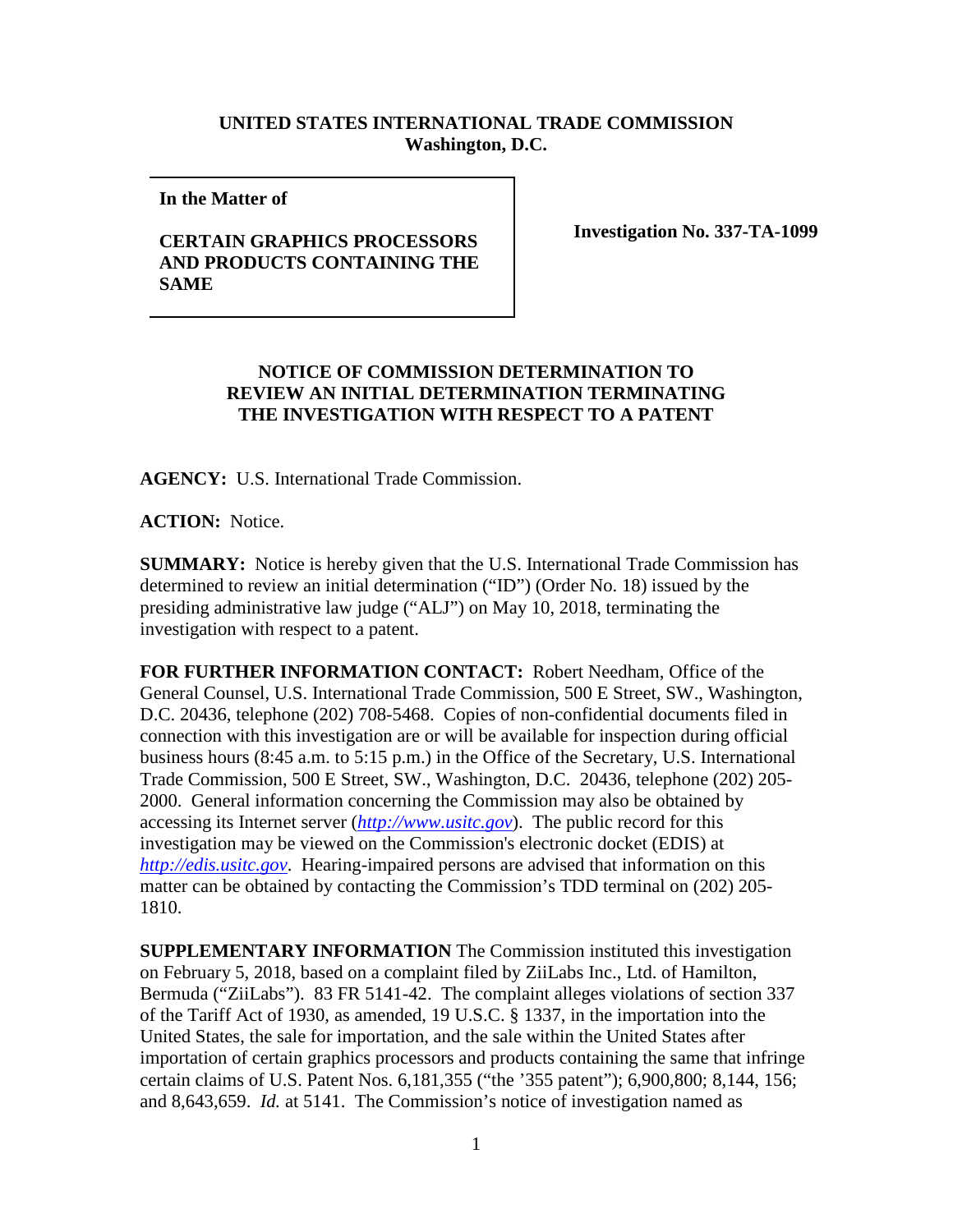**UNITED STATES INTERNATIONAL TRADE COMMISSION**
**Washington, D.C.**

| **In the Matter of**<br><br>**CERTAIN GRAPHICS PROCESSORS AND PRODUCTS CONTAINING THE SAME** | **Investigation No. 337-TA-1099** |
|---|---|

**NOTICE OF COMMISSION DETERMINATION TO REVIEW AN INITIAL DETERMINATION TERMINATING THE INVESTIGATION WITH RESPECT TO A PATENT**

**AGENCY:** U.S. International Trade Commission.

**ACTION:** Notice.

**SUMMARY:** Notice is hereby given that the U.S. International Trade Commission has determined to review an initial determination ("ID") (Order No. 18) issued by the presiding administrative law judge ("ALJ") on May 10, 2018, terminating the investigation with respect to a patent.

**FOR FURTHER INFORMATION CONTACT:** Robert Needham, Office of the General Counsel, U.S. International Trade Commission, 500 E Street, SW., Washington, D.C. 20436, telephone (202) 708-5468. Copies of non-confidential documents filed in connection with this investigation are or will be available for inspection during official business hours (8:45 a.m. to 5:15 p.m.) in the Office of the Secretary, U.S. International Trade Commission, 500 E Street, SW., Washington, D.C. 20436, telephone (202) 205-2000. General information concerning the Commission may also be obtained by accessing its Internet server (*http://www.usitc.gov*). The public record for this investigation may be viewed on the Commission's electronic docket (EDIS) at *http://edis.usitc.gov*. Hearing-impaired persons are advised that information on this matter can be obtained by contacting the Commission's TDD terminal on (202) 205-1810.

**SUPPLEMENTARY INFORMATION** The Commission instituted this investigation on February 5, 2018, based on a complaint filed by ZiiLabs Inc., Ltd. of Hamilton, Bermuda ("ZiiLabs"). 83 FR 5141-42. The complaint alleges violations of section 337 of the Tariff Act of 1930, as amended, 19 U.S.C. § 1337, in the importation into the United States, the sale for importation, and the sale within the United States after importation of certain graphics processors and products containing the same that infringe certain claims of U.S. Patent Nos. 6,181,355 ("the '355 patent"); 6,900,800; 8,144, 156; and 8,643,659. *Id.* at 5141. The Commission's notice of investigation named as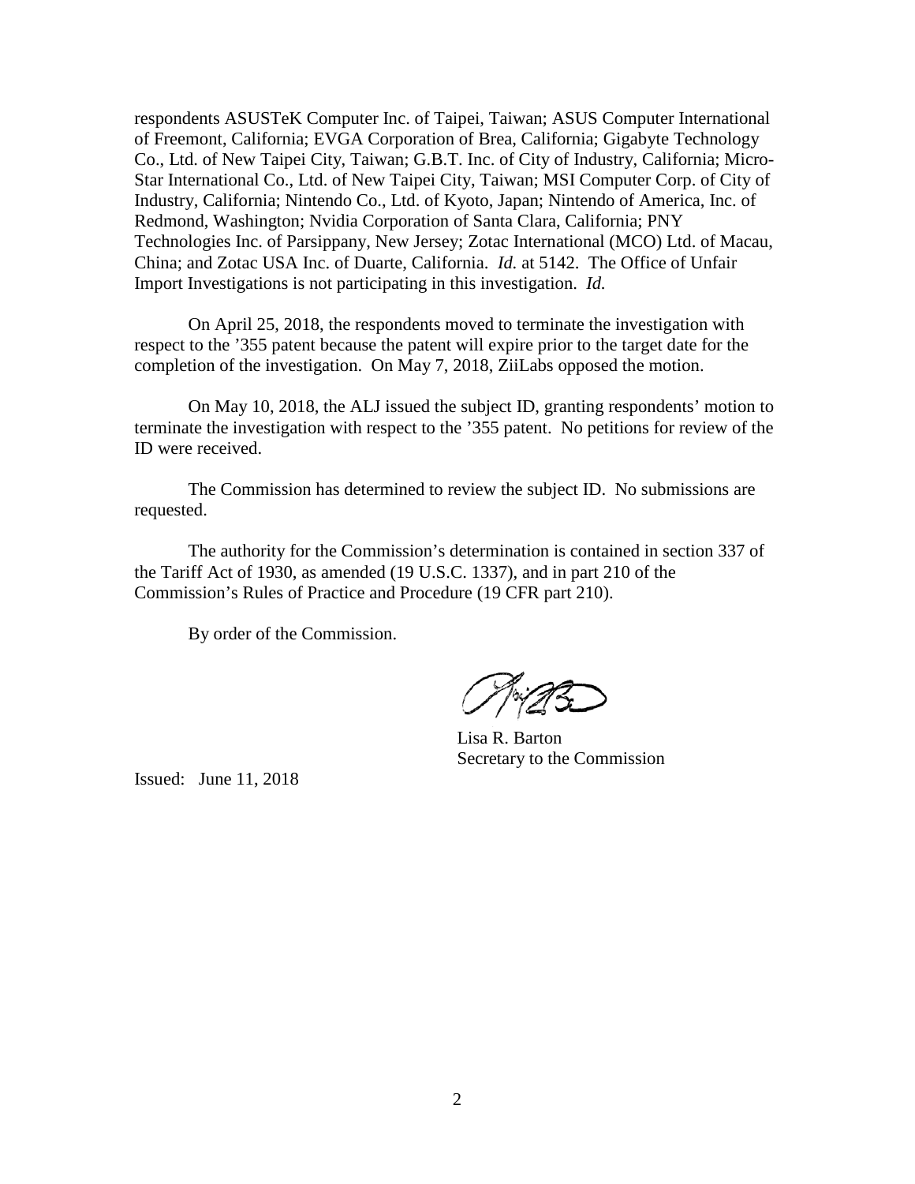respondents ASUSTeK Computer Inc. of Taipei, Taiwan; ASUS Computer International of Freemont, California; EVGA Corporation of Brea, California; Gigabyte Technology Co., Ltd. of New Taipei City, Taiwan; G.B.T. Inc. of City of Industry, California; Micro-Star International Co., Ltd. of New Taipei City, Taiwan; MSI Computer Corp. of City of Industry, California; Nintendo Co., Ltd. of Kyoto, Japan; Nintendo of America, Inc. of Redmond, Washington; Nvidia Corporation of Santa Clara, California; PNY Technologies Inc. of Parsippany, New Jersey; Zotac International (MCO) Ltd. of Macau, China; and Zotac USA Inc. of Duarte, California. *Id.* at 5142. The Office of Unfair Import Investigations is not participating in this investigation. *Id.*

On April 25, 2018, the respondents moved to terminate the investigation with respect to the '355 patent because the patent will expire prior to the target date for the completion of the investigation. On May 7, 2018, ZiiLabs opposed the motion.

On May 10, 2018, the ALJ issued the subject ID, granting respondents' motion to terminate the investigation with respect to the '355 patent. No petitions for review of the ID were received.

The Commission has determined to review the subject ID. No submissions are requested.

The authority for the Commission's determination is contained in section 337 of the Tariff Act of 1930, as amended (19 U.S.C. 1337), and in part 210 of the Commission's Rules of Practice and Procedure (19 CFR part 210).

By order of the Commission.

Lisa R. Barton
Secretary to the Commission

Issued: June 11, 2018